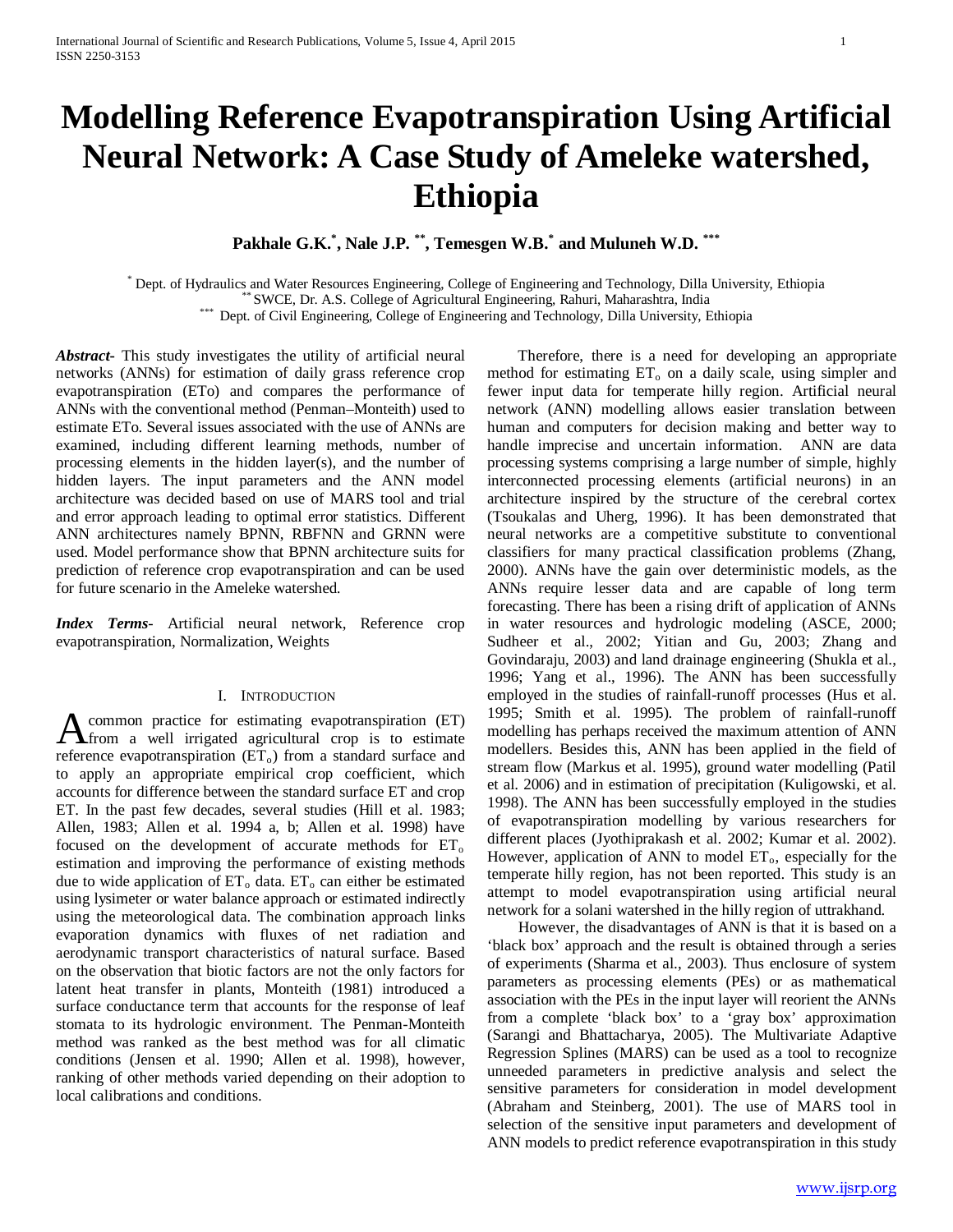# Modelling Reference Evapotranspiration Using Artificial Neural Network: A Case Study of Ameleke watershed, Ethiopia

**Pakhale G.K.[*], Nale J.P. [**], Temesgen W.B.[*] and Muluneh W.D. [***]**

[*] Dept. of Hydraulics and Water Resources Engineering, College of Engineering and Technology, Dilla University, Ethiopia
[**] SWCE, Dr. A.S. College of Agricultural Engineering, Rahuri, Maharashtra, India
[***] Dept. of Civil Engineering, College of Engineering and Technology, Dilla University, Ethiopia

***Abstract***- This study investigates the utility of artificial neural networks (ANNs) for estimation of daily grass reference crop evapotranspiration (ETo) and compares the performance of ANNs with the conventional method (Penman–Monteith) used to estimate ETo. Several issues associated with the use of ANNs are examined, including different learning methods, number of processing elements in the hidden layer(s), and the number of hidden layers. The input parameters and the ANN model architecture was decided based on use of MARS tool and trial and error approach leading to optimal error statistics. Different ANN architectures namely BPNN, RBFNN and GRNN were used. Model performance show that BPNN architecture suits for prediction of reference crop evapotranspiration and can be used for future scenario in the Ameleke watershed.

***Index Terms***- Artificial neural network, Reference crop evapotranspiration, Normalization, Weights

## I. Introduction

A common practice for estimating evapotranspiration (ET) from a well irrigated agricultural crop is to estimate reference evapotranspiration ($ET_o$) from a standard surface and to apply an appropriate empirical crop coefficient, which accounts for difference between the standard surface ET and crop ET. In the past few decades, several studies (Hill et al. 1983; Allen, 1983; Allen et al. 1994 a, b; Allen et al. 1998) have focused on the development of accurate methods for $ET_o$ estimation and improving the performance of existing methods due to wide application of $ET_o$ data. $ET_o$ can either be estimated using lysimeter or water balance approach or estimated indirectly using the meteorological data. The combination approach links evaporation dynamics with fluxes of net radiation and aerodynamic transport characteristics of natural surface. Based on the observation that biotic factors are not the only factors for latent heat transfer in plants, Monteith (1981) introduced a surface conductance term that accounts for the response of leaf stomata to its hydrologic environment. The Penman-Monteith method was ranked as the best method was for all climatic conditions (Jensen et al. 1990; Allen et al. 1998), however, ranking of other methods varied depending on their adoption to local calibrations and conditions.

Therefore, there is a need for developing an appropriate method for estimating $ET_o$ on a daily scale, using simpler and fewer input data for temperate hilly region. Artificial neural network (ANN) modelling allows easier translation between human and computers for decision making and better way to handle imprecise and uncertain information. ANN are data processing systems comprising a large number of simple, highly interconnected processing elements (artificial neurons) in an architecture inspired by the structure of the cerebral cortex (Tsoukalas and Uherg, 1996). It has been demonstrated that neural networks are a competitive substitute to conventional classifiers for many practical classification problems (Zhang, 2000). ANNs have the gain over deterministic models, as the ANNs require lesser data and are capable of long term forecasting. There has been a rising drift of application of ANNs in water resources and hydrologic modeling (ASCE, 2000; Sudheer et al., 2002; Yitian and Gu, 2003; Zhang and Govindaraju, 2003) and land drainage engineering (Shukla et al., 1996; Yang et al., 1996). The ANN has been successfully employed in the studies of rainfall-runoff processes (Hus et al. 1995; Smith et al. 1995). The problem of rainfall-runoff modelling has perhaps received the maximum attention of ANN modellers. Besides this, ANN has been applied in the field of stream flow (Markus et al. 1995), ground water modelling (Patil et al. 2006) and in estimation of precipitation (Kuligowski, et al. 1998). The ANN has been successfully employed in the studies of evapotranspiration modelling by various researchers for different places (Jyothiprakash et al. 2002; Kumar et al. 2002). However, application of ANN to model $ET_o$, especially for the temperate hilly region, has not been reported. This study is an attempt to model evapotranspiration using artificial neural network for a solani watershed in the hilly region of uttrakhand.

However, the disadvantages of ANN is that it is based on a 'black box' approach and the result is obtained through a series of experiments (Sharma et al., 2003). Thus enclosure of system parameters as processing elements (PEs) or as mathematical association with the PEs in the input layer will reorient the ANNs from a complete 'black box' to a 'gray box' approximation (Sarangi and Bhattacharya, 2005). The Multivariate Adaptive Regression Splines (MARS) can be used as a tool to recognize unneeded parameters in predictive analysis and select the sensitive parameters for consideration in model development (Abraham and Steinberg, 2001). The use of MARS tool in selection of the sensitive input parameters and development of ANN models to predict reference evapotranspiration in this study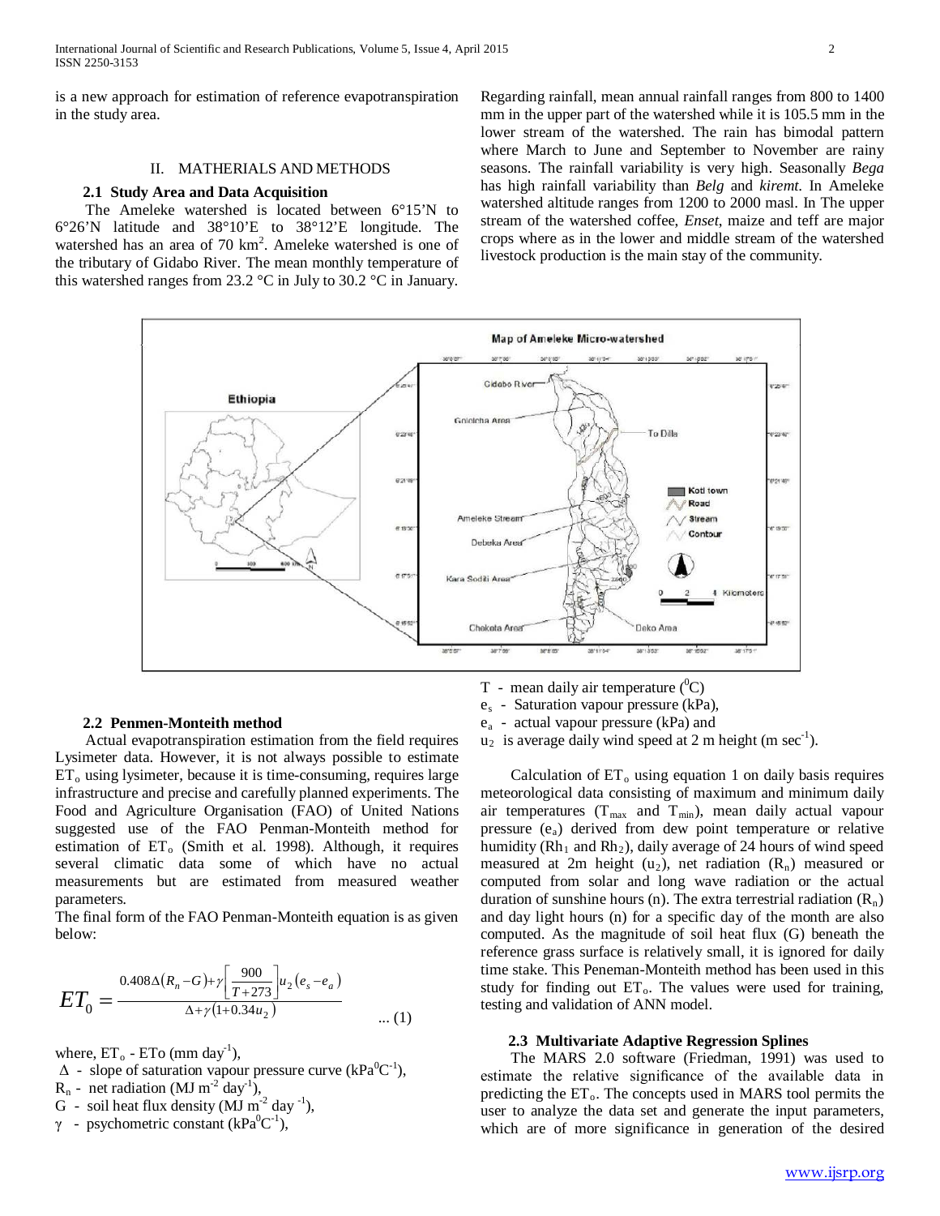is a new approach for estimation of reference evapotranspiration in the study area.

## II. MATHERIALS AND METHODS

### 2.1 Study Area and Data Acquisition

The Ameleke watershed is located between 6°15'N to 6°26'N latitude and 38°10'E to 38°12'E longitude. The watershed has an area of 70 km$^2$. Ameleke watershed is one of the tributary of Gidabo River. The mean monthly temperature of this watershed ranges from 23.2 °C in July to 30.2 °C in January. Regarding rainfall, mean annual rainfall ranges from 800 to 1400 mm in the upper part of the watershed while it is 105.5 mm in the lower stream of the watershed. The rain has bimodal pattern where March to June and September to November are rainy seasons. The rainfall variability is very high. Seasonally *Bega* has high rainfall variability than *Belg* and *kiremt*. In Ameleke watershed altitude ranges from 1200 to 2000 masl. In The upper stream of the watershed coffee, *Enset*, maize and teff are major crops where as in the lower and middle stream of the watershed livestock production is the main stay of the community.

### 2.2 Penmen-Monteith method

Actual evapotranspiration estimation from the field requires Lysimeter data. However, it is not always possible to estimate $ET_o$ using lysimeter, because it is time-consuming, requires large infrastructure and precise and carefully planned experiments. The Food and Agriculture Organisation (FAO) of United Nations suggested use of the FAO Penman-Monteith method for estimation of $ET_o$ (Smith et al. 1998). Although, it requires several climatic data some of which have no actual measurements but are estimated from measured weather parameters.

The final form of the FAO Penman-Monteith equation is as given below:

$$ET_0 = \frac{0.408\Delta(R_n - G) + \gamma\left[\frac{900}{T+273}\right]u_2(e_s - e_a)}{\Delta + \gamma(1+0.34u_2)} \quad \text{... (1)}$$

where, $ET_o$ - ETo (mm day$^{-1}$),

$\Delta$ - slope of saturation vapour pressure curve (kPa$^0$C$^{-1}$),

$R_n$ - net radiation (MJ m$^{-2}$ day$^{-1}$),

G - soil heat flux density (MJ m$^{-2}$ day $^{-1}$),

$\gamma$ - psychometric constant (kPa$^0$C$^{-1}$),

T - mean daily air temperature ($^0$C)

$e_s$ - Saturation vapour pressure (kPa),

$e_a$ - actual vapour pressure (kPa) and

$u_2$ is average daily wind speed at 2 m height (m sec$^{-1}$).

Calculation of $ET_o$ using equation 1 on daily basis requires meteorological data consisting of maximum and minimum daily air temperatures ($T_{max}$ and $T_{min}$), mean daily actual vapour pressure ($e_a$) derived from dew point temperature or relative humidity ($Rh_1$ and $Rh_2$), daily average of 24 hours of wind speed measured at 2m height ($u_2$), net radiation ($R_n$) measured or computed from solar and long wave radiation or the actual duration of sunshine hours (n). The extra terrestrial radiation ($R_n$) and day light hours (n) for a specific day of the month are also computed. As the magnitude of soil heat flux (G) beneath the reference grass surface is relatively small, it is ignored for daily time stake. This Peneman-Monteith method has been used in this study for finding out $ET_o$. The values were used for training, testing and validation of ANN model.

### 2.3 Multivariate Adaptive Regression Splines

The MARS 2.0 software (Friedman, 1991) was used to estimate the relative significance of the available data in predicting the $ET_o$. The concepts used in MARS tool permits the user to analyze the data set and generate the input parameters, which are of more significance in generation of the desired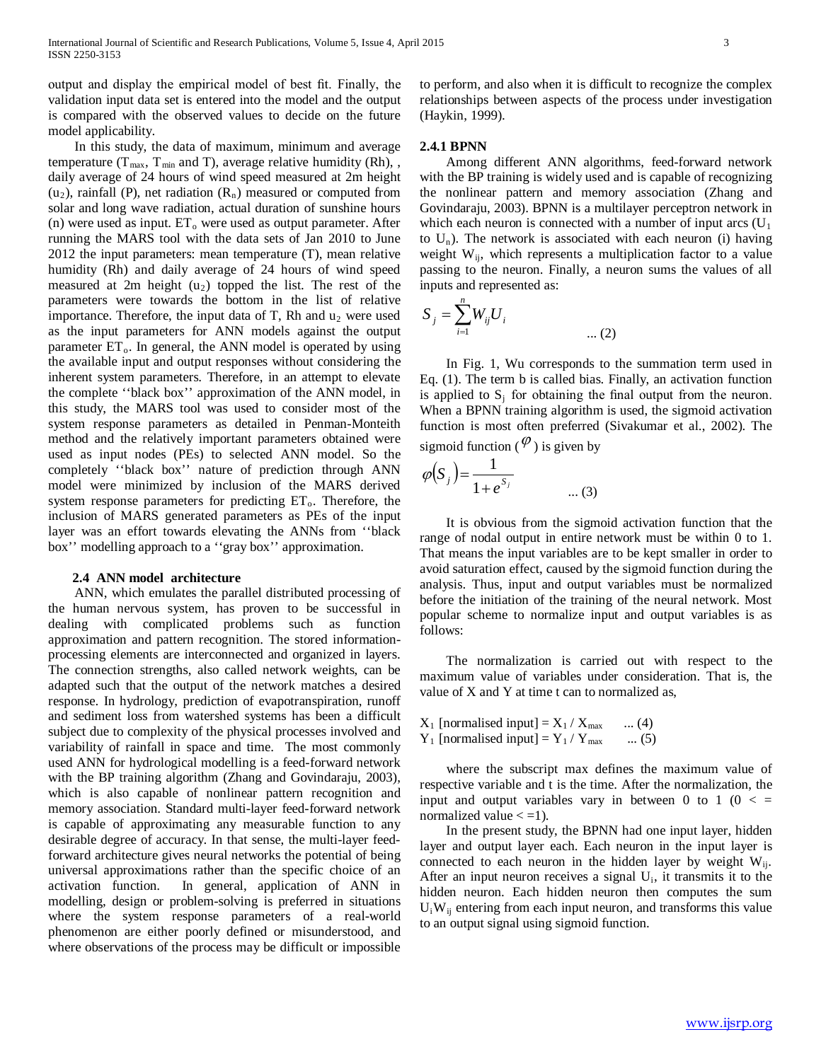output and display the empirical model of best fit. Finally, the validation input data set is entered into the model and the output is compared with the observed values to decide on the future model applicability.

In this study, the data of maximum, minimum and average temperature ($T_{max}$, $T_{min}$ and T), average relative humidity (Rh), , daily average of 24 hours of wind speed measured at 2m height ($u_2$), rainfall (P), net radiation ($R_n$) measured or computed from solar and long wave radiation, actual duration of sunshine hours (n) were used as input. $ET_o$ were used as output parameter. After running the MARS tool with the data sets of Jan 2010 to June 2012 the input parameters: mean temperature (T), mean relative humidity (Rh) and daily average of 24 hours of wind speed measured at 2m height ($u_2$) topped the list. The rest of the parameters were towards the bottom in the list of relative importance. Therefore, the input data of T, Rh and $u_2$ were used as the input parameters for ANN models against the output parameter $ET_o$. In general, the ANN model is operated by using the available input and output responses without considering the inherent system parameters. Therefore, in an attempt to elevate the complete ''black box'' approximation of the ANN model, in this study, the MARS tool was used to consider most of the system response parameters as detailed in Penman-Monteith method and the relatively important parameters obtained were used as input nodes (PEs) to selected ANN model. So the completely ''black box'' nature of prediction through ANN model were minimized by inclusion of the MARS derived system response parameters for predicting $ET_o$. Therefore, the inclusion of MARS generated parameters as PEs of the input layer was an effort towards elevating the ANNs from ''black box'' modelling approach to a ''gray box'' approximation.

### 2.4 ANN model architecture

ANN, which emulates the parallel distributed processing of the human nervous system, has proven to be successful in dealing with complicated problems such as function approximation and pattern recognition. The stored information-processing elements are interconnected and organized in layers. The connection strengths, also called network weights, can be adapted such that the output of the network matches a desired response. In hydrology, prediction of evapotranspiration, runoff and sediment loss from watershed systems has been a difficult subject due to complexity of the physical processes involved and variability of rainfall in space and time. The most commonly used ANN for hydrological modelling is a feed-forward network with the BP training algorithm (Zhang and Govindaraju, 2003), which is also capable of nonlinear pattern recognition and memory association. Standard multi-layer feed-forward network is capable of approximating any measurable function to any desirable degree of accuracy. In that sense, the multi-layer feed-forward architecture gives neural networks the potential of being universal approximations rather than the specific choice of an activation function. In general, application of ANN in modelling, design or problem-solving is preferred in situations where the system response parameters of a real-world phenomenon are either poorly defined or misunderstood, and where observations of the process may be difficult or impossible to perform, and also when it is difficult to recognize the complex relationships between aspects of the process under investigation (Haykin, 1999).

#### 2.4.1 BPNN

Among different ANN algorithms, feed-forward network with the BP training is widely used and is capable of recognizing the nonlinear pattern and memory association (Zhang and Govindaraju, 2003). BPNN is a multilayer perceptron network in which each neuron is connected with a number of input arcs ($U_1$ to $U_n$). The network is associated with each neuron (i) having weight $W_{ij}$, which represents a multiplication factor to a value passing to the neuron. Finally, a neuron sums the values of all inputs and represented as:

$$S_j = \sum_{i=1}^{n} W_{ij} U_i \qquad \text{... (2)}$$

In Fig. 1, Wu corresponds to the summation term used in Eq. (1). The term b is called bias. Finally, an activation function is applied to $S_j$ for obtaining the final output from the neuron. When a BPNN training algorithm is used, the sigmoid activation function is most often preferred (Sivakumar et al., 2002). The sigmoid function ($\varphi$) is given by

$$\varphi(S_j) = \frac{1}{1+e^{S_j}} \qquad \text{... (3)}$$

It is obvious from the sigmoid activation function that the range of nodal output in entire network must be within 0 to 1. That means the input variables are to be kept smaller in order to avoid saturation effect, caused by the sigmoid function during the analysis. Thus, input and output variables must be normalized before the initiation of the training of the neural network. Most popular scheme to normalize input and output variables is as follows:

The normalization is carried out with respect to the maximum value of variables under consideration. That is, the value of X and Y at time t can to normalized as,

$X_1$ [normalised input] = $X_1 / X_{max}$ ... (4)
$Y_1$ [normalised input] = $Y_1 / Y_{max}$ ... (5)

where the subscript max defines the maximum value of respective variable and t is the time. After the normalization, the input and output variables vary in between 0 to 1 (0 < = normalized value < =1).

In the present study, the BPNN had one input layer, hidden layer and output layer each. Each neuron in the input layer is connected to each neuron in the hidden layer by weight $W_{ij}$. After an input neuron receives a signal $U_i$, it transmits it to the hidden neuron. Each hidden neuron then computes the sum $U_i W_{ij}$ entering from each input neuron, and transforms this value to an output signal using sigmoid function.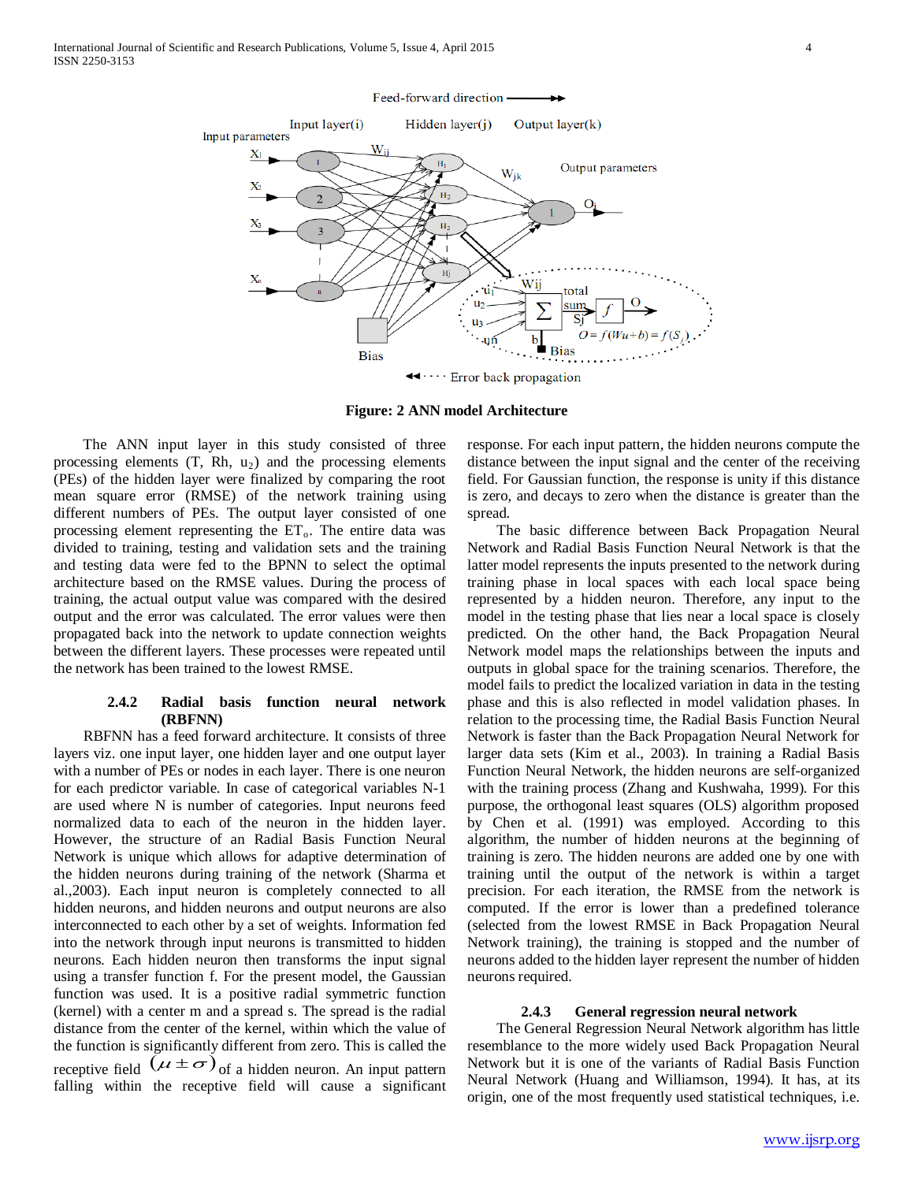Figure: 2 ANN model Architecture

The ANN input layer in this study consisted of three processing elements (T, Rh, $u_2$) and the processing elements (PEs) of the hidden layer were finalized by comparing the root mean square error (RMSE) of the network training using different numbers of PEs. The output layer consisted of one processing element representing the $ET_o$. The entire data was divided to training, testing and validation sets and the training and testing data were fed to the BPNN to select the optimal architecture based on the RMSE values. During the process of training, the actual output value was compared with the desired output and the error was calculated. The error values were then propagated back into the network to update connection weights between the different layers. These processes were repeated until the network has been trained to the lowest RMSE.

### 2.4.2 Radial basis function neural network (RBFNN)

RBFNN has a feed forward architecture. It consists of three layers viz. one input layer, one hidden layer and one output layer with a number of PEs or nodes in each layer. There is one neuron for each predictor variable. In case of categorical variables N-1 are used where N is number of categories. Input neurons feed normalized data to each of the neuron in the hidden layer. However, the structure of an Radial Basis Function Neural Network is unique which allows for adaptive determination of the hidden neurons during training of the network (Sharma et al.,2003). Each input neuron is completely connected to all hidden neurons, and hidden neurons and output neurons are also interconnected to each other by a set of weights. Information fed into the network through input neurons is transmitted to hidden neurons. Each hidden neuron then transforms the input signal using a transfer function f. For the present model, the Gaussian function was used. It is a positive radial symmetric function (kernel) with a center m and a spread s. The spread is the radial distance from the center of the kernel, within which the value of the function is significantly different from zero. This is called the receptive field $(\mu \pm \sigma)$ of a hidden neuron. An input pattern falling within the receptive field will cause a significant response. For each input pattern, the hidden neurons compute the distance between the input signal and the center of the receiving field. For Gaussian function, the response is unity if this distance is zero, and decays to zero when the distance is greater than the spread.

The basic difference between Back Propagation Neural Network and Radial Basis Function Neural Network is that the latter model represents the inputs presented to the network during training phase in local spaces with each local space being represented by a hidden neuron. Therefore, any input to the model in the testing phase that lies near a local space is closely predicted. On the other hand, the Back Propagation Neural Network model maps the relationships between the inputs and outputs in global space for the training scenarios. Therefore, the model fails to predict the localized variation in data in the testing phase and this is also reflected in model validation phases. In relation to the processing time, the Radial Basis Function Neural Network is faster than the Back Propagation Neural Network for larger data sets (Kim et al., 2003). In training a Radial Basis Function Neural Network, the hidden neurons are self-organized with the training process (Zhang and Kushwaha, 1999). For this purpose, the orthogonal least squares (OLS) algorithm proposed by Chen et al. (1991) was employed. According to this algorithm, the number of hidden neurons at the beginning of training is zero. The hidden neurons are added one by one with training until the output of the network is within a target precision. For each iteration, the RMSE from the network is computed. If the error is lower than a predefined tolerance (selected from the lowest RMSE in Back Propagation Neural Network training), the training is stopped and the number of neurons added to the hidden layer represent the number of hidden neurons required.

### 2.4.3 General regression neural network

The General Regression Neural Network algorithm has little resemblance to the more widely used Back Propagation Neural Network but it is one of the variants of Radial Basis Function Neural Network (Huang and Williamson, 1994). It has, at its origin, one of the most frequently used statistical techniques, i.e.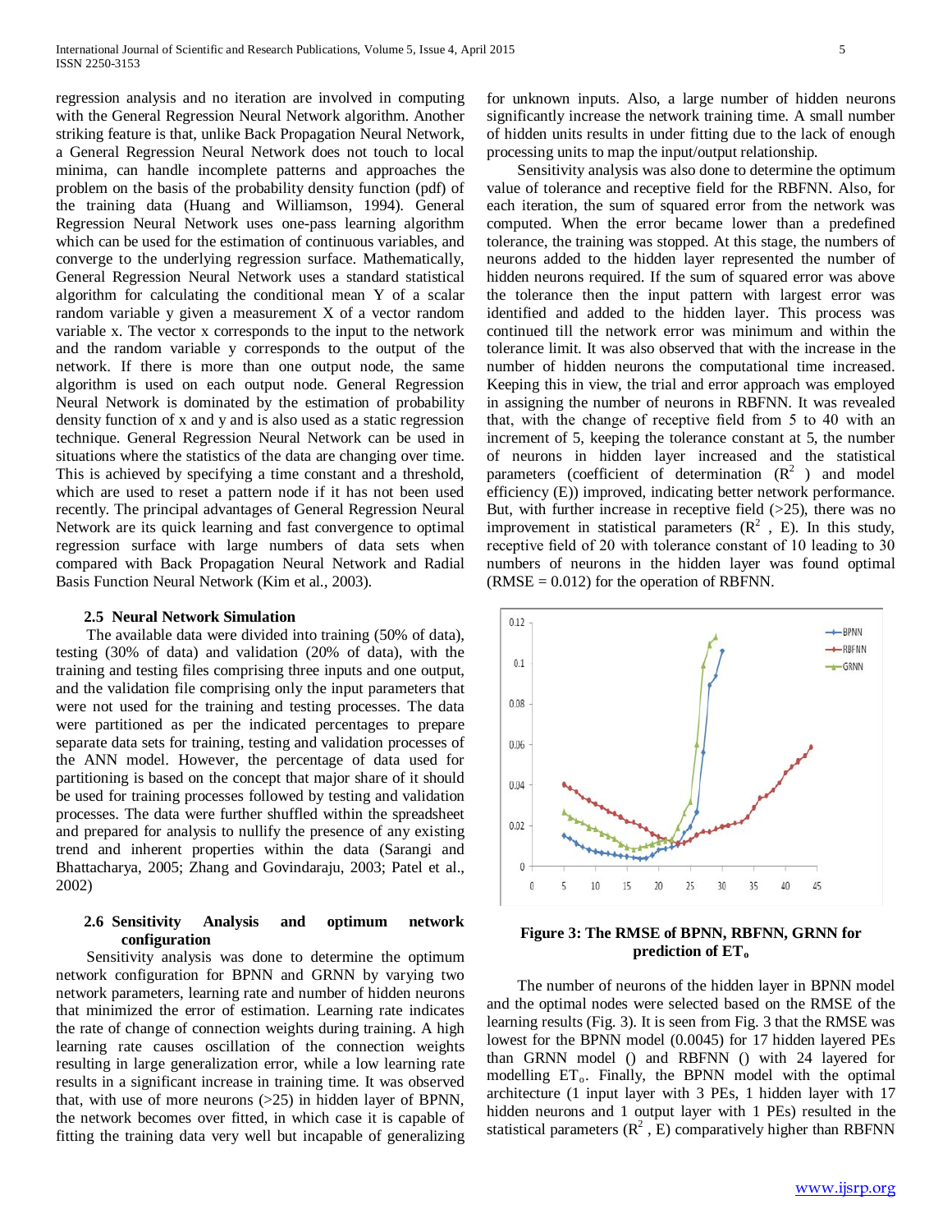regression analysis and no iteration are involved in computing with the General Regression Neural Network algorithm. Another striking feature is that, unlike Back Propagation Neural Network, a General Regression Neural Network does not touch to local minima, can handle incomplete patterns and approaches the problem on the basis of the probability density function (pdf) of the training data (Huang and Williamson, 1994). General Regression Neural Network uses one-pass learning algorithm which can be used for the estimation of continuous variables, and converge to the underlying regression surface. Mathematically, General Regression Neural Network uses a standard statistical algorithm for calculating the conditional mean Y of a scalar random variable y given a measurement X of a vector random variable x. The vector x corresponds to the input to the network and the random variable y corresponds to the output of the network. If there is more than one output node, the same algorithm is used on each output node. General Regression Neural Network is dominated by the estimation of probability density function of x and y and is also used as a static regression technique. General Regression Neural Network can be used in situations where the statistics of the data are changing over time. This is achieved by specifying a time constant and a threshold, which are used to reset a pattern node if it has not been used recently. The principal advantages of General Regression Neural Network are its quick learning and fast convergence to optimal regression surface with large numbers of data sets when compared with Back Propagation Neural Network and Radial Basis Function Neural Network (Kim et al., 2003).

### 2.5 Neural Network Simulation

The available data were divided into training (50% of data), testing (30% of data) and validation (20% of data), with the training and testing files comprising three inputs and one output, and the validation file comprising only the input parameters that were not used for the training and testing processes. The data were partitioned as per the indicated percentages to prepare separate data sets for training, testing and validation processes of the ANN model. However, the percentage of data used for partitioning is based on the concept that major share of it should be used for training processes followed by testing and validation processes. The data were further shuffled within the spreadsheet and prepared for analysis to nullify the presence of any existing trend and inherent properties within the data (Sarangi and Bhattacharya, 2005; Zhang and Govindaraju, 2003; Patel et al., 2002)

### 2.6 Sensitivity Analysis and optimum network configuration

Sensitivity analysis was done to determine the optimum network configuration for BPNN and GRNN by varying two network parameters, learning rate and number of hidden neurons that minimized the error of estimation. Learning rate indicates the rate of change of connection weights during training. A high learning rate causes oscillation of the connection weights resulting in large generalization error, while a low learning rate results in a significant increase in training time. It was observed that, with use of more neurons (>25) in hidden layer of BPNN, the network becomes over fitted, in which case it is capable of fitting the training data very well but incapable of generalizing for unknown inputs. Also, a large number of hidden neurons significantly increase the network training time. A small number of hidden units results in under fitting due to the lack of enough processing units to map the input/output relationship.

Sensitivity analysis was also done to determine the optimum value of tolerance and receptive field for the RBFNN. Also, for each iteration, the sum of squared error from the network was computed. When the error became lower than a predefined tolerance, the training was stopped. At this stage, the numbers of neurons added to the hidden layer represented the number of hidden neurons required. If the sum of squared error was above the tolerance then the input pattern with largest error was identified and added to the hidden layer. This process was continued till the network error was minimum and within the tolerance limit. It was also observed that with the increase in the number of hidden neurons the computational time increased. Keeping this in view, the trial and error approach was employed in assigning the number of neurons in RBFNN. It was revealed that, with the change of receptive field from 5 to 40 with an increment of 5, keeping the tolerance constant at 5, the number of neurons in hidden layer increased and the statistical parameters (coefficient of determination ($R^2$) and model efficiency (E)) improved, indicating better network performance. But, with further increase in receptive field (>25), there was no improvement in statistical parameters ($R^2$, E). In this study, receptive field of 20 with tolerance constant of 10 leading to 30 numbers of neurons in the hidden layer was found optimal (RMSE = 0.012) for the operation of RBFNN.

0.12
0.1
0.08
0.06
0.04
0.02
0
0 5 10 15 20 25 30 35 40 45
BPNN
RBFNN
GRNN

**Figure 3: The RMSE of BPNN, RBFNN, GRNN for prediction of $ET_o$**

The number of neurons of the hidden layer in BPNN model and the optimal nodes were selected based on the RMSE of the learning results (Fig. 3). It is seen from Fig. 3 that the RMSE was lowest for the BPNN model (0.0045) for 17 hidden layered PEs than GRNN model () and RBFNN () with 24 layered for modelling $ET_o$. Finally, the BPNN model with the optimal architecture (1 input layer with 3 PEs, 1 hidden layer with 17 hidden neurons and 1 output layer with 1 PEs) resulted in the statistical parameters ($R^2$, E) comparatively higher than RBFNN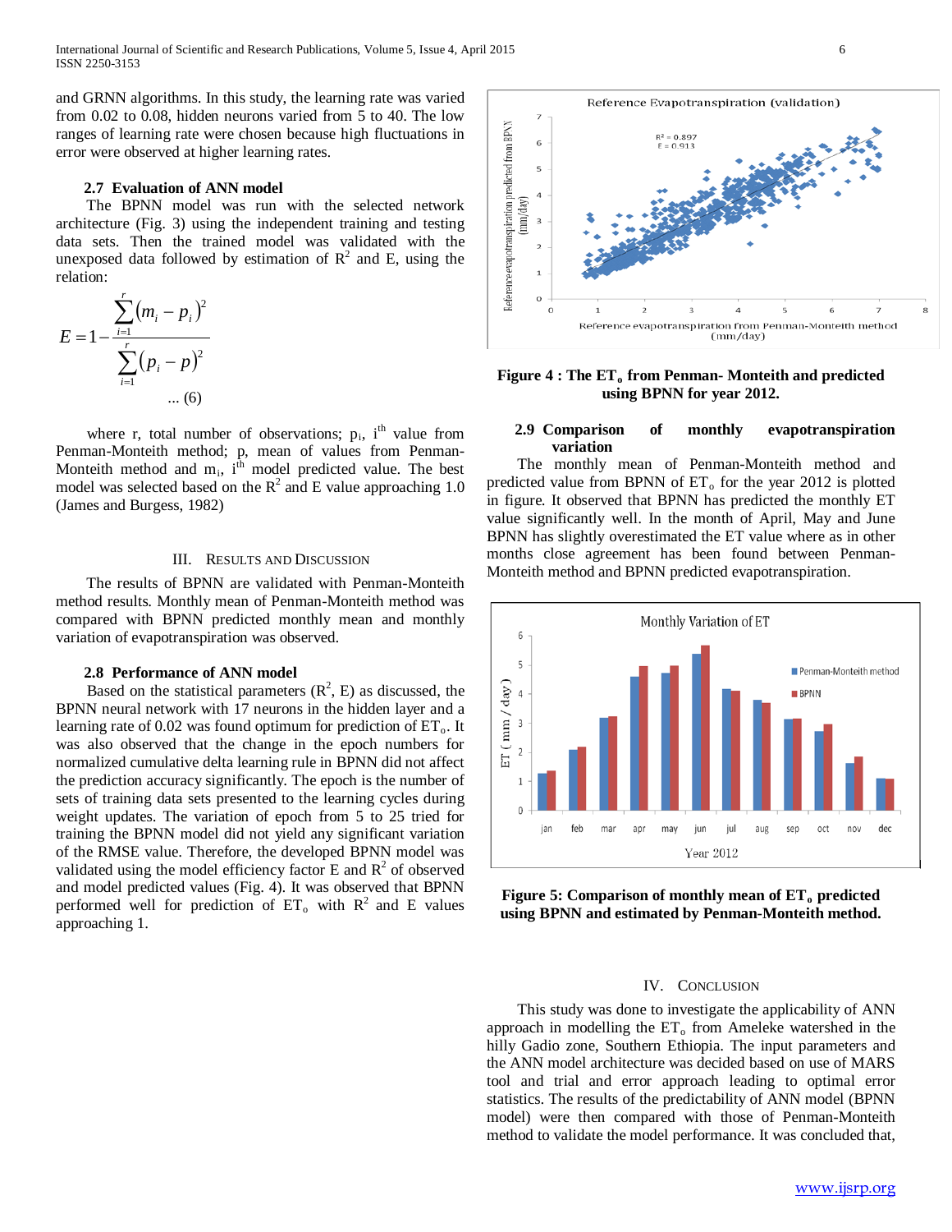and GRNN algorithms. In this study, the learning rate was varied from 0.02 to 0.08, hidden neurons varied from 5 to 40. The low ranges of learning rate were chosen because high fluctuations in error were observed at higher learning rates.

### 2.7 Evaluation of ANN model

The BPNN model was run with the selected network architecture (Fig. 3) using the independent training and testing data sets. Then the trained model was validated with the unexposed data followed by estimation of $R^2$ and E, using the relation:

$$E = 1 - \frac{\sum_{i=1}^{r}(m_i - p_i)^2}{\sum_{i=1}^{r}(p_i - p)^2} \quad \text{... (6)}$$

where r, total number of observations; $p_i$, $i^{th}$ value from Penman-Monteith method; p, mean of values from Penman-Monteith method and $m_i$, $i^{th}$ model predicted value. The best model was selected based on the $R^2$ and E value approaching 1.0 (James and Burgess, 1982)

## III. Results and Discussion

The results of BPNN are validated with Penman-Monteith method results. Monthly mean of Penman-Monteith method was compared with BPNN predicted monthly mean and monthly variation of evapotranspiration was observed.

### 2.8 Performance of ANN model

Based on the statistical parameters ($R^2$, E) as discussed, the BPNN neural network with 17 neurons in the hidden layer and a learning rate of 0.02 was found optimum for prediction of $ET_o$. It was also observed that the change in the epoch numbers for normalized cumulative delta learning rule in BPNN did not affect the prediction accuracy significantly. The epoch is the number of sets of training data sets presented to the learning cycles during weight updates. The variation of epoch from 5 to 25 tried for training the BPNN model did not yield any significant variation of the RMSE value. Therefore, the developed BPNN model was validated using the model efficiency factor E and $R^2$ of observed and model predicted values (Fig. 4). It was observed that BPNN performed well for prediction of $ET_o$ with $R^2$ and E values approaching 1.

**Figure 4 : The $ET_o$ from Penman- Monteith and predicted using BPNN for year 2012.**

### 2.9 Comparison of monthly evapotranspiration variation

The monthly mean of Penman-Monteith method and predicted value from BPNN of $ET_o$ for the year 2012 is plotted in figure. It observed that BPNN has predicted the monthly ET value significantly well. In the month of April, May and June BPNN has slightly overestimated the ET value where as in other months close agreement has been found between Penman-Monteith method and BPNN predicted evapotranspiration.

**Figure 5: Comparison of monthly mean of $ET_o$ predicted using BPNN and estimated by Penman-Monteith method.**

## IV. Conclusion

This study was done to investigate the applicability of ANN approach in modelling the $ET_o$ from Ameleke watershed in the hilly Gadio zone, Southern Ethiopia. The input parameters and the ANN model architecture was decided based on use of MARS tool and trial and error approach leading to optimal error statistics. The results of the predictability of ANN model (BPNN model) were then compared with those of Penman-Monteith method to validate the model performance. It was concluded that,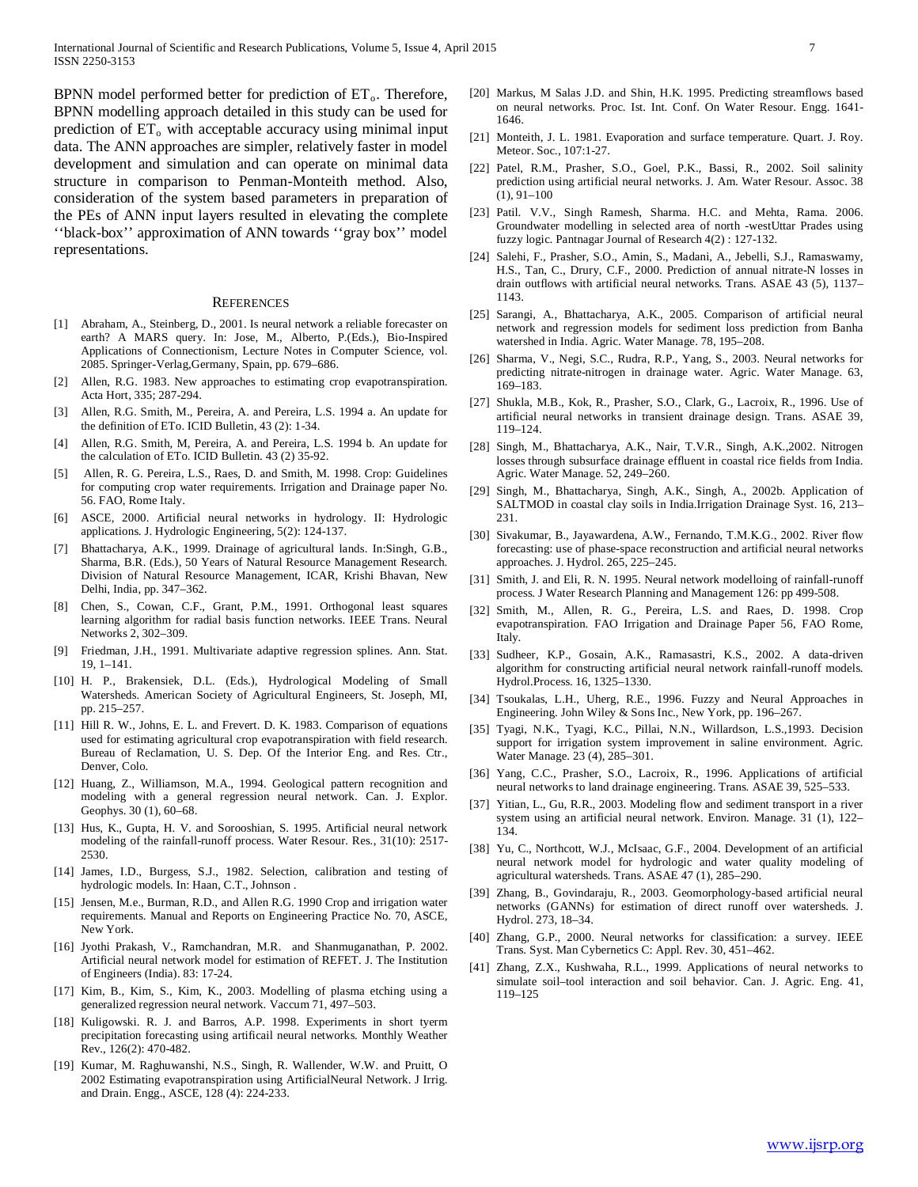BPNN model performed better for prediction of $ET_o$. Therefore, BPNN modelling approach detailed in this study can be used for prediction of $ET_o$ with acceptable accuracy using minimal input data. The ANN approaches are simpler, relatively faster in model development and simulation and can operate on minimal data structure in comparison to Penman-Monteith method. Also, consideration of the system based parameters in preparation of the PEs of ANN input layers resulted in elevating the complete ''black-box'' approximation of ANN towards ''gray box'' model representations.

## REFERENCES

[1] Abraham, A., Steinberg, D., 2001. Is neural network a reliable forecaster on earth? A MARS query. In: Jose, M., Alberto, P.(Eds.), Bio-Inspired Applications of Connectionism, Lecture Notes in Computer Science, vol. 2085. Springer-Verlag,Germany, Spain, pp. 679–686.

[2] Allen, R.G. 1983. New approaches to estimating crop evapotranspiration. Acta Hort, 335; 287-294.

[3] Allen, R.G. Smith, M., Pereira, A. and Pereira, L.S. 1994 a. An update for the definition of ETo. ICID Bulletin, 43 (2): 1-34.

[4] Allen, R.G. Smith, M, Pereira, A. and Pereira, L.S. 1994 b. An update for the calculation of ETo. ICID Bulletin. 43 (2) 35-92.

[5] Allen, R. G. Pereira, L.S., Raes, D. and Smith, M. 1998. Crop: Guidelines for computing crop water requirements. Irrigation and Drainage paper No. 56. FAO, Rome Italy.

[6] ASCE, 2000. Artificial neural networks in hydrology. II: Hydrologic applications. J. Hydrologic Engineering, 5(2): 124-137.

[7] Bhattacharya, A.K., 1999. Drainage of agricultural lands. In:Singh, G.B., Sharma, B.R. (Eds.), 50 Years of Natural Resource Management Research. Division of Natural Resource Management, ICAR, Krishi Bhavan, New Delhi, India, pp. 347–362.

[8] Chen, S., Cowan, C.F., Grant, P.M., 1991. Orthogonal least squares learning algorithm for radial basis function networks. IEEE Trans. Neural Networks 2, 302–309.

[9] Friedman, J.H., 1991. Multivariate adaptive regression splines. Ann. Stat. 19, 1–141.

[10] H. P., Brakensiek, D.L. (Eds.), Hydrological Modeling of Small Watersheds. American Society of Agricultural Engineers, St. Joseph, MI, pp. 215–257.

[11] Hill R. W., Johns, E. L. and Frevert. D. K. 1983. Comparison of equations used for estimating agricultural crop evapotranspiration with field research. Bureau of Reclamation, U. S. Dep. Of the Interior Eng. and Res. Ctr., Denver, Colo.

[12] Huang, Z., Williamson, M.A., 1994. Geological pattern recognition and modeling with a general regression neural network. Can. J. Explor. Geophys. 30 (1), 60–68.

[13] Hus, K., Gupta, H. V. and Sorooshian, S. 1995. Artificial neural network modeling of the rainfall-runoff process. Water Resour. Res., 31(10): 2517-2530.

[14] James, I.D., Burgess, S.J., 1982. Selection, calibration and testing of hydrologic models. In: Haan, C.T., Johnson .

[15] Jensen, M.e., Burman, R.D., and Allen R.G. 1990 Crop and irrigation water requirements. Manual and Reports on Engineering Practice No. 70, ASCE, New York.

[16] Jyothi Prakash, V., Ramchandran, M.R. and Shanmuganathan, P. 2002. Artificial neural network model for estimation of REFET. J. The Institution of Engineers (India). 83: 17-24.

[17] Kim, B., Kim, S., Kim, K., 2003. Modelling of plasma etching using a generalized regression neural network. Vaccum 71, 497–503.

[18] Kuligowski. R. J. and Barros, A.P. 1998. Experiments in short tyerm precipitation forecasting using artificail neural networks. Monthly Weather Rev., 126(2): 470-482.

[19] Kumar, M. Raghuwanshi, N.S., Singh, R. Wallender, W.W. and Pruitt, O 2002 Estimating evapotranspiration using ArtificialNeural Network. J Irrig. and Drain. Engg., ASCE, 128 (4): 224-233.

[20] Markus, M Salas J.D. and Shin, H.K. 1995. Predicting streamflows based on neural networks. Proc. Ist. Int. Conf. On Water Resour. Engg. 1641-1646.

[21] Monteith, J. L. 1981. Evaporation and surface temperature. Quart. J. Roy. Meteor. Soc., 107:1-27.

[22] Patel, R.M., Prasher, S.O., Goel, P.K., Bassi, R., 2002. Soil salinity prediction using artificial neural networks. J. Am. Water Resour. Assoc. 38 (1), 91–100

[23] Patil. V.V., Singh Ramesh, Sharma. H.C. and Mehta, Rama. 2006. Groundwater modelling in selected area of north -westUttar Prades using fuzzy logic. Pantnagar Journal of Research 4(2) : 127-132.

[24] Salehi, F., Prasher, S.O., Amin, S., Madani, A., Jebelli, S.J., Ramaswamy, H.S., Tan, C., Drury, C.F., 2000. Prediction of annual nitrate-N losses in drain outflows with artificial neural networks. Trans. ASAE 43 (5), 1137–1143.

[25] Sarangi, A., Bhattacharya, A.K., 2005. Comparison of artificial neural network and regression models for sediment loss prediction from Banha watershed in India. Agric. Water Manage. 78, 195–208.

[26] Sharma, V., Negi, S.C., Rudra, R.P., Yang, S., 2003. Neural networks for predicting nitrate-nitrogen in drainage water. Agric. Water Manage. 63, 169–183.

[27] Shukla, M.B., Kok, R., Prasher, S.O., Clark, G., Lacroix, R., 1996. Use of artificial neural networks in transient drainage design. Trans. ASAE 39, 119–124.

[28] Singh, M., Bhattacharya, A.K., Nair, T.V.R., Singh, A.K.,2002. Nitrogen losses through subsurface drainage effluent in coastal rice fields from India. Agric. Water Manage. 52, 249–260.

[29] Singh, M., Bhattacharya, Singh, A.K., Singh, A., 2002b. Application of SALTMOD in coastal clay soils in India.Irrigation Drainage Syst. 16, 213–231.

[30] Sivakumar, B., Jayawardena, A.W., Fernando, T.M.K.G., 2002. River flow forecasting: use of phase-space reconstruction and artificial neural networks approaches. J. Hydrol. 265, 225–245.

[31] Smith, J. and Eli, R. N. 1995. Neural network modelloing of rainfall-runoff process. J Water Research Planning and Management 126: pp 499-508.

[32] Smith, M., Allen, R. G., Pereira, L.S. and Raes, D. 1998. Crop evapotranspiration. FAO Irrigation and Drainage Paper 56, FAO Rome, Italy.

[33] Sudheer, K.P., Gosain, A.K., Ramasastri, K.S., 2002. A data-driven algorithm for constructing artificial neural network rainfall-runoff models. Hydrol.Process. 16, 1325–1330.

[34] Tsoukalas, L.H., Uherg, R.E., 1996. Fuzzy and Neural Approaches in Engineering. John Wiley & Sons Inc., New York, pp. 196–267.

[35] Tyagi, N.K., Tyagi, K.C., Pillai, N.N., Willardson, L.S.,1993. Decision support for irrigation system improvement in saline environment. Agric. Water Manage. 23 (4), 285–301.

[36] Yang, C.C., Prasher, S.O., Lacroix, R., 1996. Applications of artificial neural networks to land drainage engineering. Trans. ASAE 39, 525–533.

[37] Yitian, L., Gu, R.R., 2003. Modeling flow and sediment transport in a river system using an artificial neural network. Environ. Manage. 31 (1), 122–134.

[38] Yu, C., Northcott, W.J., McIsaac, G.F., 2004. Development of an artificial neural network model for hydrologic and water quality modeling of agricultural watersheds. Trans. ASAE 47 (1), 285–290.

[39] Zhang, B., Govindaraju, R., 2003. Geomorphology-based artificial neural networks (GANNs) for estimation of direct runoff over watersheds. J. Hydrol. 273, 18–34.

[40] Zhang, G.P., 2000. Neural networks for classification: a survey. IEEE Trans. Syst. Man Cybernetics C: Appl. Rev. 30, 451–462.

[41] Zhang, Z.X., Kushwaha, R.L., 1999. Applications of neural networks to simulate soil–tool interaction and soil behavior. Can. J. Agric. Eng. 41, 119–125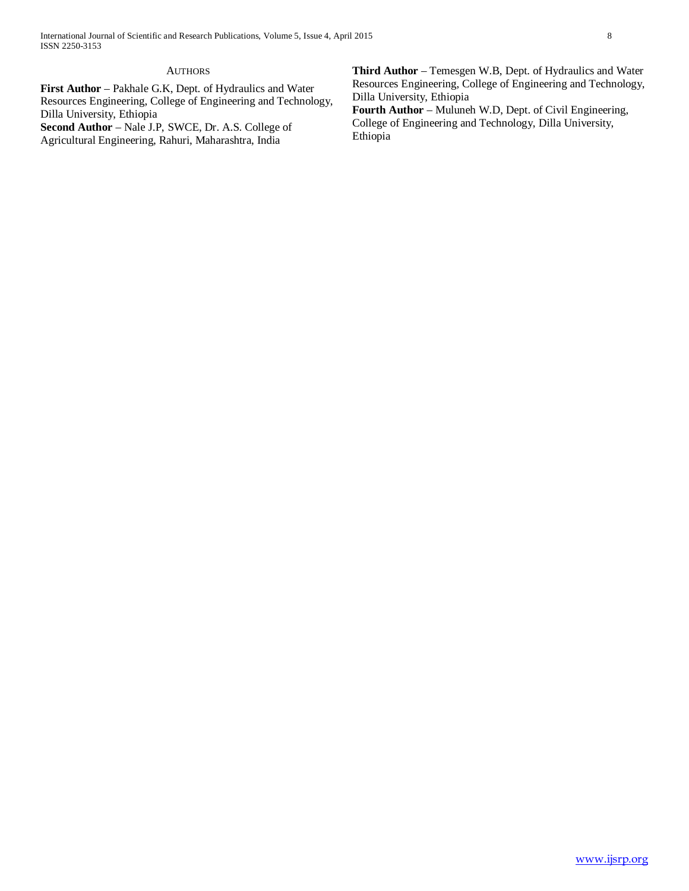## AUTHORS

**First Author** – Pakhale G.K, Dept. of Hydraulics and Water Resources Engineering, College of Engineering and Technology, Dilla University, Ethiopia

**Second Author** – Nale J.P, SWCE, Dr. A.S. College of Agricultural Engineering, Rahuri, Maharashtra, India

**Third Author** – Temesgen W.B, Dept. of Hydraulics and Water Resources Engineering, College of Engineering and Technology, Dilla University, Ethiopia

**Fourth Author** – Muluneh W.D, Dept. of Civil Engineering, College of Engineering and Technology, Dilla University, Ethiopia